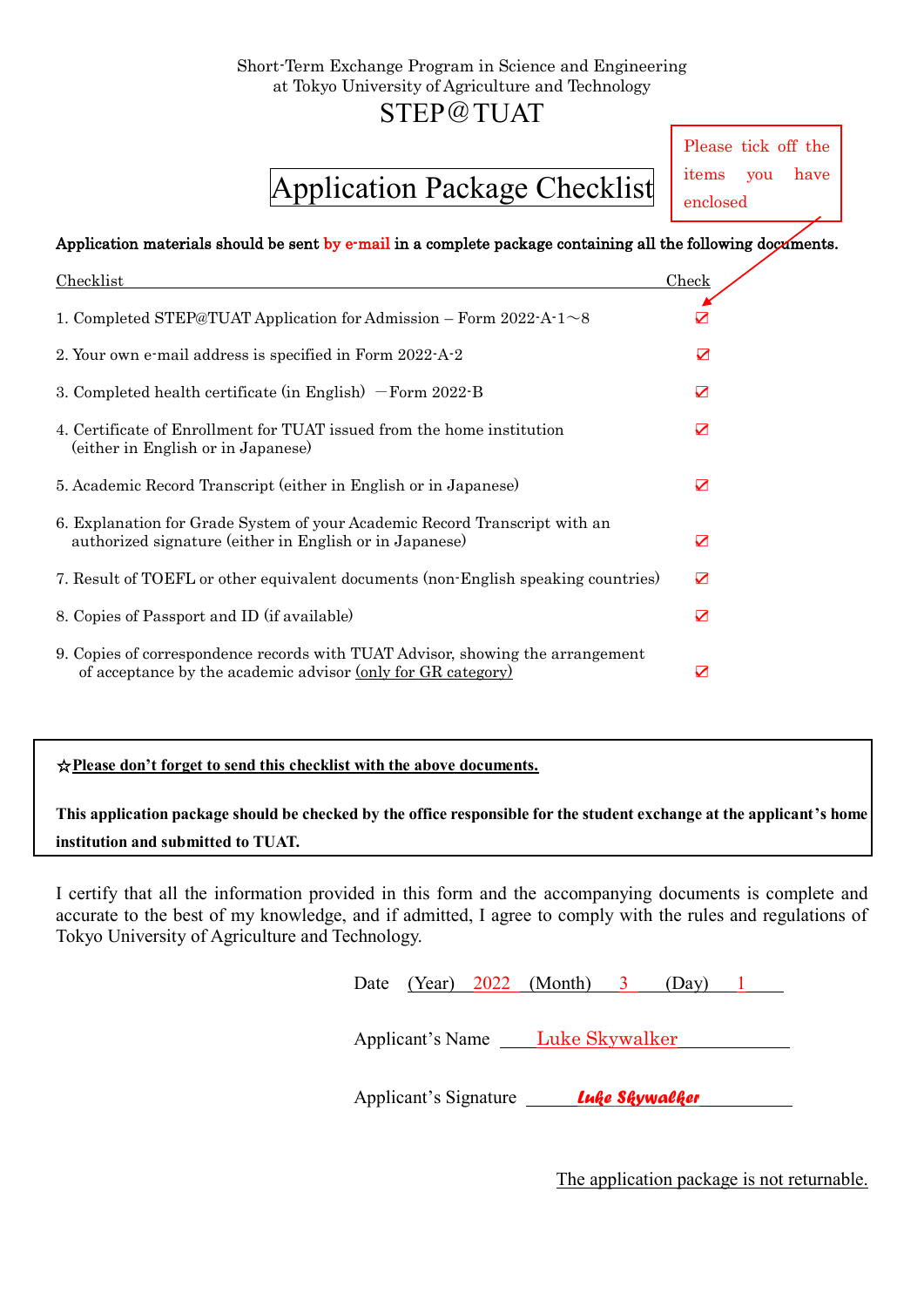Short-Term Exchange Program in Science and Engineering
at Tokyo University of Agriculture and Technology

# STEP@TUAT

# Application Package Checklist

Please tick off the items you have enclosed

**Application materials should be sent by e-mail in a complete package containing all the following documents.**

| Checklist | Check |
|---|---|
| 1. Completed STEP@TUAT Application for Admission – Form 2022-A-1～8 | ☑ |
| 2. Your own e-mail address is specified in Form 2022-A-2 | ☑ |
| 3. Completed health certificate (in English) －Form 2022-B | ☑ |
| 4. Certificate of Enrollment for TUAT issued from the home institution (either in English or in Japanese) | ☑ |
| 5. Academic Record Transcript (either in English or in Japanese) | ☑ |
| 6. Explanation for Grade System of your Academic Record Transcript with an authorized signature (either in English or in Japanese) | ☑ |
| 7. Result of TOEFL or other equivalent documents (non-English speaking countries) | ☑ |
| 8. Copies of Passport and ID (if available) | ☑ |
| 9. Copies of correspondence records with TUAT Advisor, showing the arrangement of acceptance by the academic advisor (only for GR category) | ☑ |

☆**Please don't forget to send this checklist with the above documents.**

**This application package should be checked by the office responsible for the student exchange at the applicant's home institution and submitted to TUAT.**

I certify that all the information provided in this form and the accompanying documents is complete and accurate to the best of my knowledge, and if admitted, I agree to comply with the rules and regulations of Tokyo University of Agriculture and Technology.

Date (Year) 2022 (Month) 3 (Day) 1

Applicant's Name Luke Skywalker

Applicant's Signature *Luke Skywalker*

The application package is not returnable.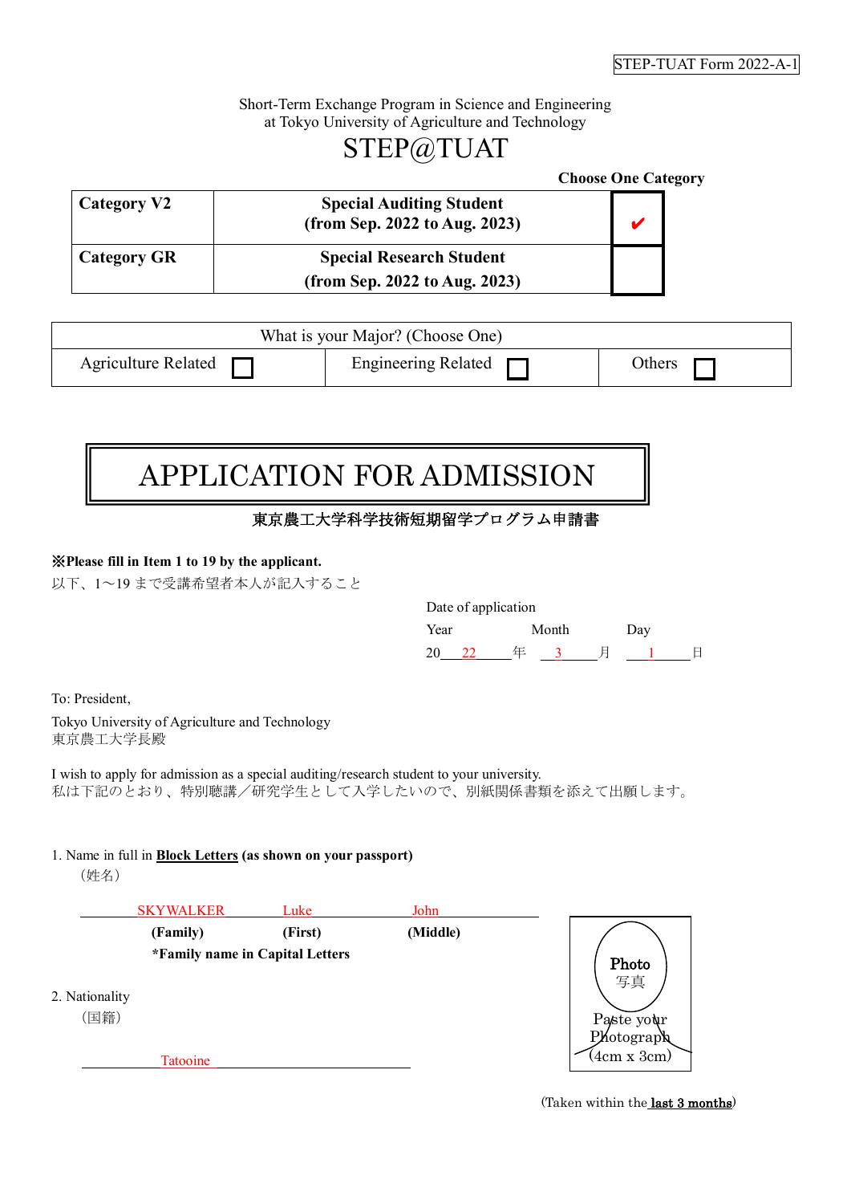STEP-TUAT Form 2022-A-1

Short-Term Exchange Program in Science and Engineering
at Tokyo University of Agriculture and Technology

# STEP@TUAT

**Choose One Category**

| | | |
|---|---|---|
| **Category V2** | **Special Auditing Student (from Sep. 2022 to Aug. 2023)** | ✔ |
| **Category GR** | **Special Research Student (from Sep. 2022 to Aug. 2023)** | |

| What is your Major? (Choose One) | | |
|---|---|---|
| Agriculture Related ☐ | Engineering Related ☐ | Others ☐ |

# APPLICATION FOR ADMISSION

**東京農工大学科学技術短期留学プログラム申請書**

**※Please fill in Item 1 to 19 by the applicant.**
以下、1〜19 まで受講希望者本人が記入すること

Date of application

| Year | Month | Day |
|---|---|---|
| 20 22 年 | 3 月 | 1 日 |

To: President,

Tokyo University of Agriculture and Technology
東京農工大学長殿

I wish to apply for admission as a special auditing/research student to your university.
私は下記のとおり、特別聴講／研究学生として入学したいので、別紙関係書類を添えて出願します。

1. Name in full in **Block Letters** **(as shown on your passport)**
（姓名）

| SKYWALKER | Luke | John |
|---|---|---|
| **(Family)** | **(First)** | **(Middle)** |

**\*Family name in Capital Letters**

2. Nationality
（国籍）

Tatooine

Photo
写真
Paste your Photograph (4cm x 3cm)

(Taken within the **last 3 months**)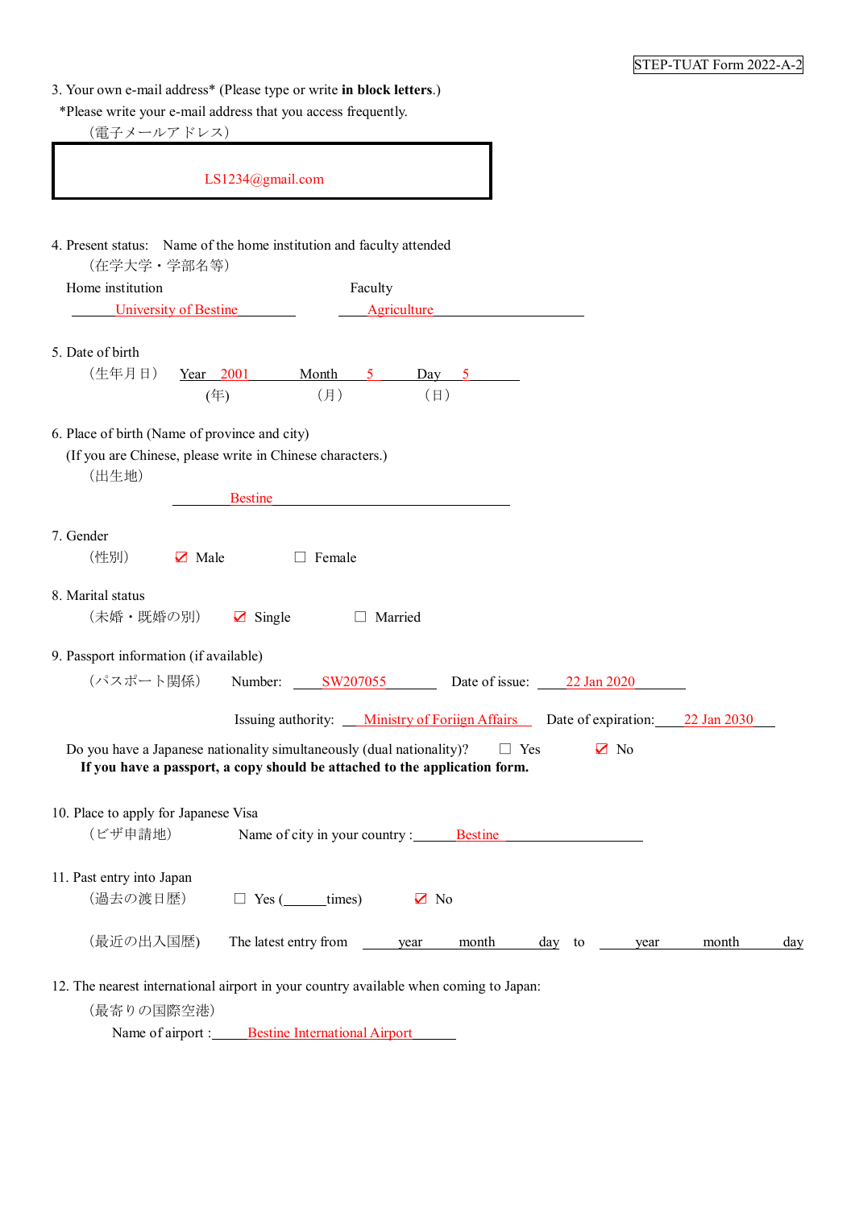STEP-TUAT Form 2022-A-2

3. Your own e-mail address* (Please type or write **in block letters**.)
 *Please write your e-mail address that you access frequently.
 （電子メールアドレス）

| LS1234@gmail.com |
|---|

4. Present status: Name of the home institution and faculty attended
 （在学大学・学部名等）

Home institution: University of Bestine

Faculty: Agriculture

5. Date of birth
 （生年月日） Year 2001 (年) Month 5 （月） Day 5 （日）

6. Place of birth (Name of province and city)
 (If you are Chinese, please write in Chinese characters.)
 （出生地）

Bestine

7. Gender
 （性別） ☑ Male ☐ Female

8. Marital status
 （未婚・既婚の別） ☑ Single ☐ Married

9. Passport information (if available)
 （パスポート関係） Number: SW207055 Date of issue: 22 Jan 2020

Issuing authority: Ministry of Foriign Affairs Date of expiration: 22 Jan 2030

Do you have a Japanese nationality simultaneously (dual nationality)? ☐ Yes ☑ No
**If you have a passport, a copy should be attached to the application form.**

10. Place to apply for Japanese Visa
 （ビザ申請地） Name of city in your country : Bestine

11. Past entry into Japan
 （過去の渡日歴） ☐ Yes (______times) ☑ No

（最近の出入国歴） The latest entry from ____ year ____ month ____ day to ____ year ____ month ____ day

12. The nearest international airport in your country available when coming to Japan:
 （最寄りの国際空港）
 Name of airport : Bestine International Airport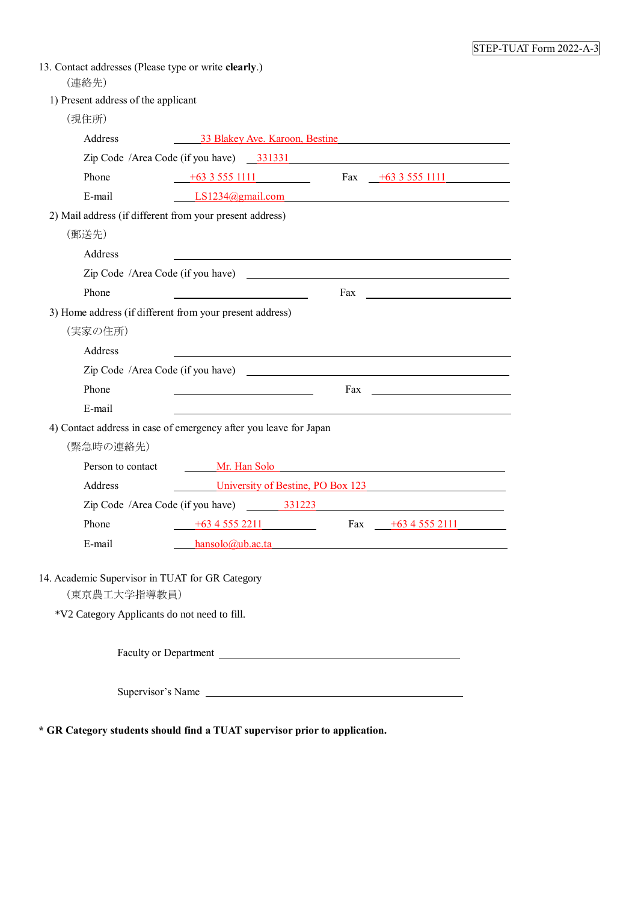STEP-TUAT Form 2022-A-3

13. Contact addresses (Please type or write **clearly**.)
（連絡先）

1) Present address of the applicant
（現住所）

Address: 33 Blakey Ave. Karoon, Bestine

Zip Code /Area Code (if you have): 331331

Phone: +63 3 555 1111　　Fax: +63 3 555 1111

E-mail: LS1234@gmail.com

2) Mail address (if different from your present address)
（郵送先）

Address: ____________________

Zip Code /Area Code (if you have): ____________________

Phone: ____________________　　Fax: ____________________

3) Home address (if different from your present address)
（実家の住所）

Address: ____________________

Zip Code /Area Code (if you have): ____________________

Phone: ____________________　　Fax: ____________________

E-mail: ____________________

4) Contact address in case of emergency after you leave for Japan
（緊急時の連絡先）

Person to contact: Mr. Han Solo

Address: University of Bestine, PO Box 123

Zip Code /Area Code (if you have): 331223

Phone: +63 4 555 2211　　Fax: +63 4 555 2111

E-mail: hansolo@ub.ac.ta

14. Academic Supervisor in TUAT for GR Category
（東京農工大学指導教員）

*V2 Category Applicants do not need to fill.

Faculty or Department: ____________________

Supervisor's Name: ____________________

**\* GR Category students should find a TUAT supervisor prior to application.**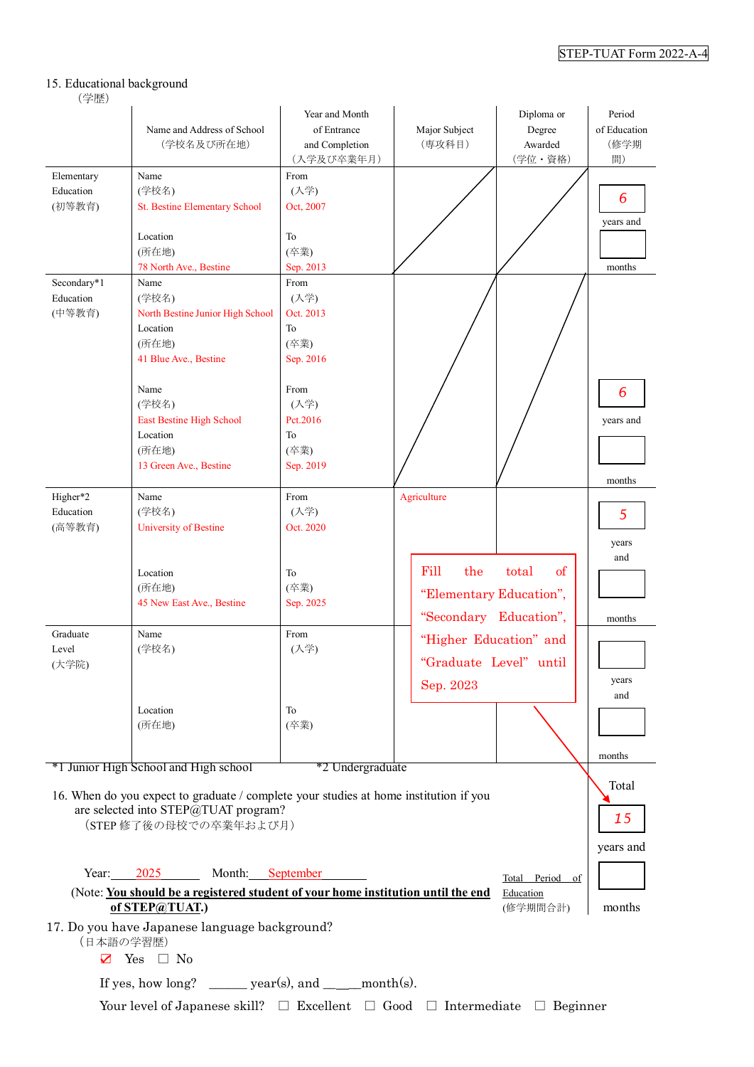STEP-TUAT Form 2022-A-4

15. Educational background
（学歴）

| | Name and Address of School（学校名及び所在地） | Year and Month of Entrance and Completion（入学及び卒業年月） | Major Subject（専攻科目） | Diploma or Degree Awarded（学位・資格） | Period of Education（修学期間） |
|---|---|---|---|---|---|
| Elementary Education (初等教育) | Name (学校名) St. Bestine Elementary School<br>Location (所在地) 78 North Ave., Bestine | From (入学) Oct, 2007<br>To (卒業) Sep. 2013 | | | 6 years and months |
| Secondary*1 Education (中等教育) | Name (学校名) North Bestine Junior High School<br>Location (所在地) 41 Blue Ave., Bestine<br>Name (学校名) East Bestine High School<br>Location (所在地) 13 Green Ave., Bestine | From (入学) Oct. 2013<br>To (卒業) Sep. 2016<br>From (入学) Pct.2016<br>To (卒業) Sep. 2019 | | | 6 years and months |
| Higher*2 Education (高等教育) | Name (学校名) University of Bestine<br>Location (所在地) 45 New East Ave., Bestine | From (入学) Oct. 2020<br>To (卒業) Sep. 2025 | Agriculture | | 5 years and months |
| Graduate Level (大学院) | Name (学校名)<br>Location (所在地) | From (入学)<br>To (卒業) | | | years and months |

*1 Junior High School and High school　　*2 Undergraduate

Fill the total of "Elementary Education", "Secondary Education", "Higher Education" and "Graduate Level" until Sep. 2023

Total Period of Education (修学期間合計): Total 15 years and months

16. When do you expect to graduate / complete your studies at home institution if you are selected into STEP@TUAT program?
（STEP 修了後の母校での卒業年および月）

Year: 2025　　Month: September

(Note: **You should be a registered student of your home institution until the end of STEP@TUAT.**)

17. Do you have Japanese language background?
（日本語の学習歴）

☑ Yes　☐ No

If yes, how long? ______ year(s), and _____month(s).

Your level of Japanese skill?　☐ Excellent　☐ Good　☐ Intermediate　☐ Beginner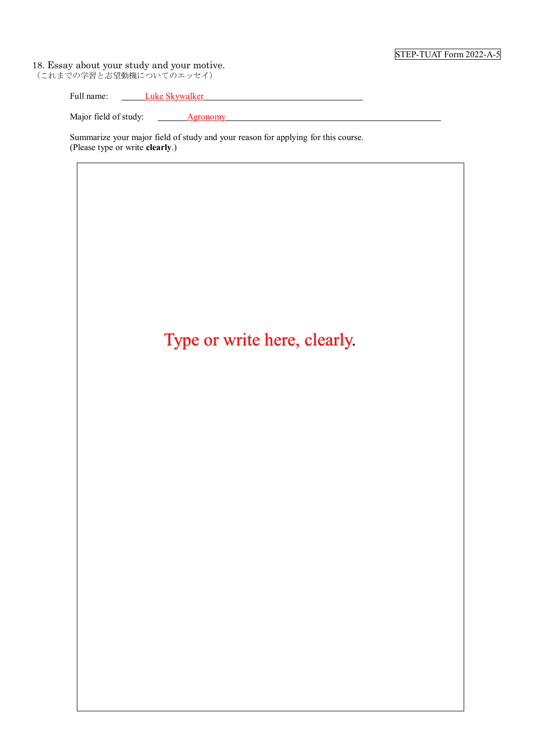STEP-TUAT Form 2022-A-5

## 18. Essay about your study and your motive.

（これまでの学習と志望動機についてのエッセイ）

Full name: Luke Skywalker

Major field of study: Agronomy

Summarize your major field of study and your reason for applying for this course.
(Please type or write **clearly**.)

Type or write here, clearly.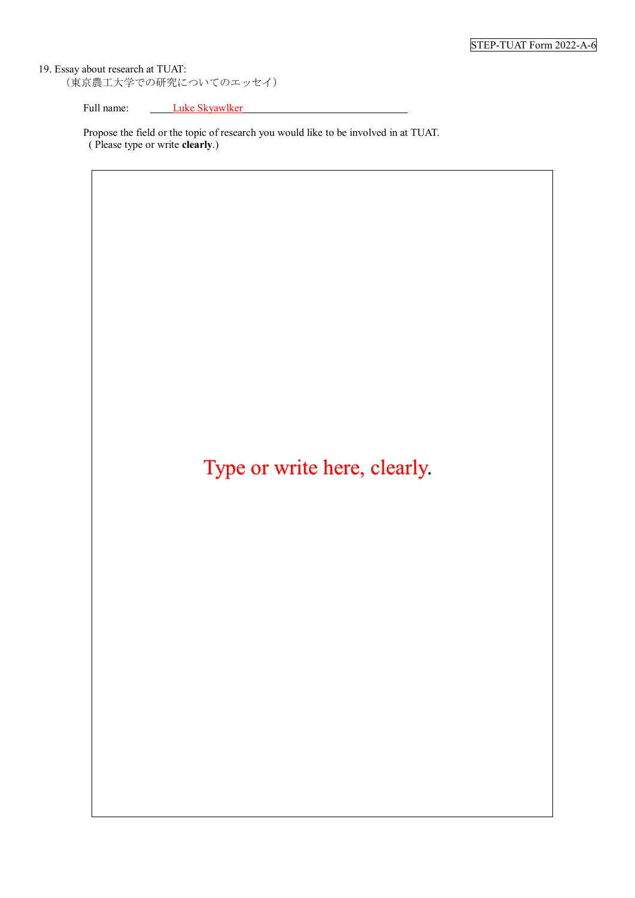STEP-TUAT Form 2022-A-6

19. Essay about research at TUAT:
（東京農工大学での研究についてのエッセイ）

Full name: Luke Skyawlker

Propose the field or the topic of research you would like to be involved in at TUAT.
( Please type or write **clearly**.)

Type or write here, clearly.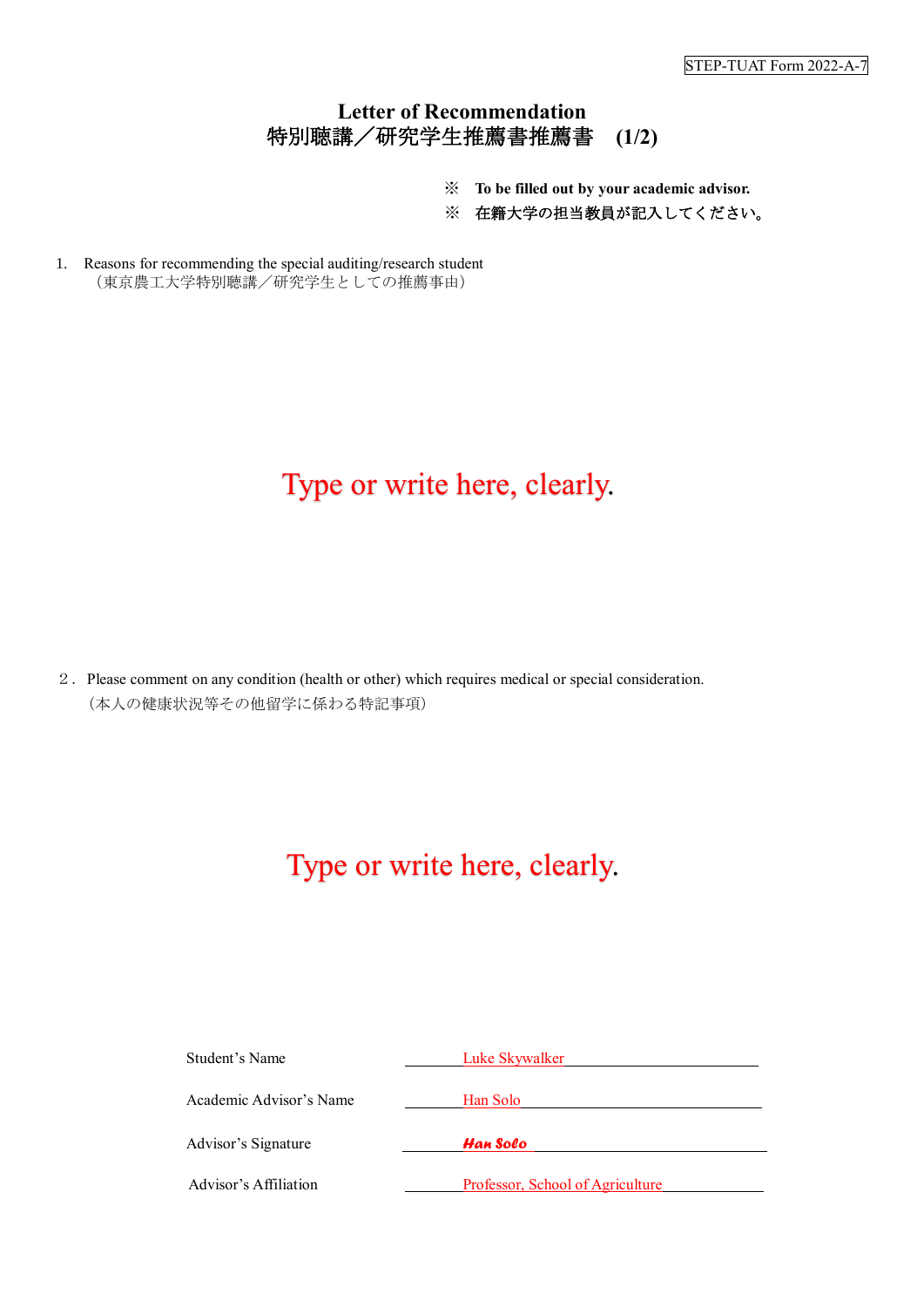STEP-TUAT Form 2022-A-7

# Letter of Recommendation
# 特別聴講／研究学生推薦書推薦書　(1/2)

※　**To be filled out by your academic advisor.**

※　**在籍大学の担当教員が記入してください。**

1. Reasons for recommending the special auditing/research student
（東京農工大学特別聴講／研究学生としての推薦事由）

Type or write here, clearly.

２. Please comment on any condition (health or other) which requires medical or special consideration.
（本人の健康状況等その他留学に係わる特記事項）

Type or write here, clearly.

| | |
|---|---|
| Student's Name | Luke Skywalker |
| Academic Advisor's Name | Han Solo |
| Advisor's Signature | *Han Solo* |
| Advisor's Affiliation | Professor, School of Agriculture |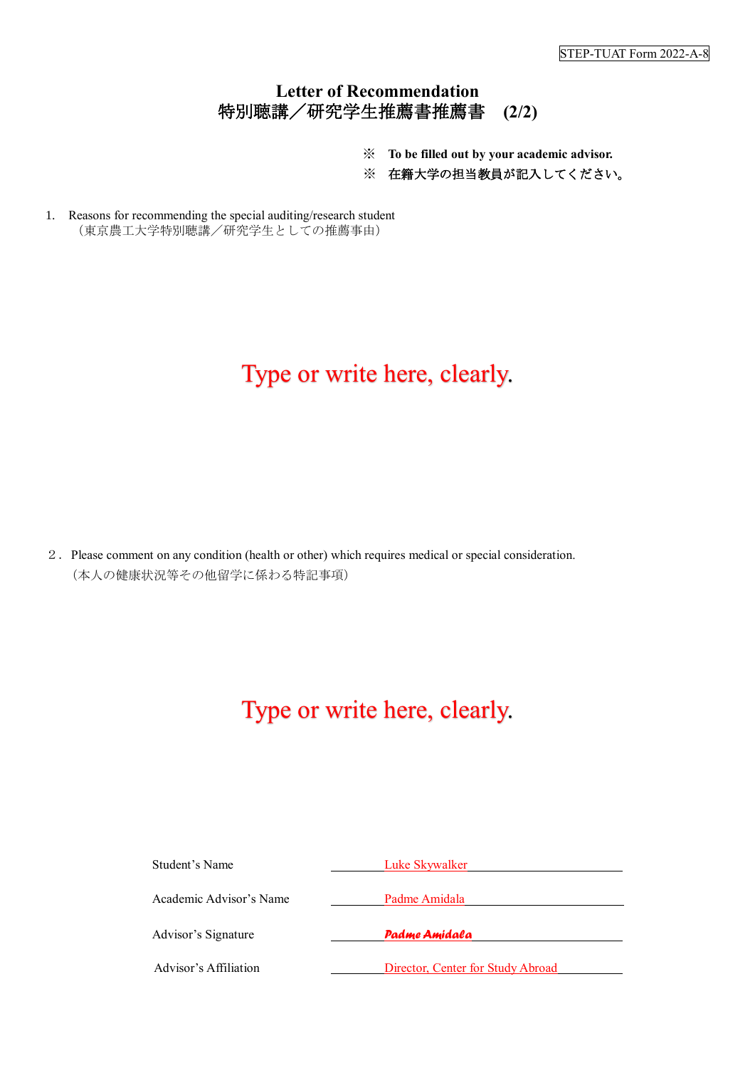STEP-TUAT Form 2022-A-8

# Letter of Recommendation
# 特別聴講／研究学生推薦書推薦書　(2/2)

※　**To be filled out by your academic advisor.**

※　在籍大学の担当教員が記入してください。

1. Reasons for recommending the special auditing/research student
（東京農工大学特別聴講／研究学生としての推薦事由）

Type or write here, clearly.

２．Please comment on any condition (health or other) which requires medical or special consideration.
（本人の健康状況等その他留学に係わる特記事項）

Type or write here, clearly.

| | |
|---|---|
| Student's Name | Luke Skywalker |
| Academic Advisor's Name | Padme Amidala |
| Advisor's Signature | *Padme Amidala* |
| Advisor's Affiliation | Director, Center for Study Abroad |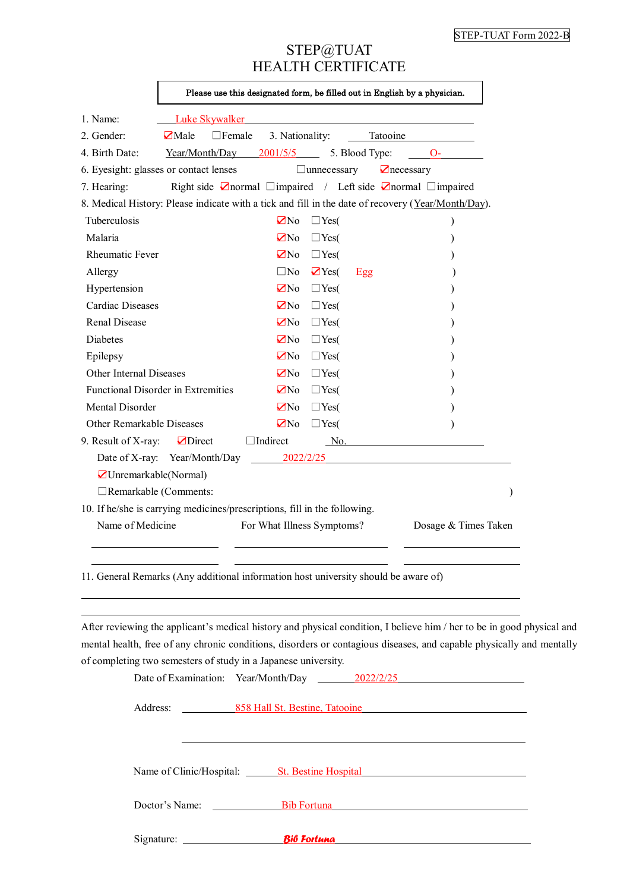STEP-TUAT Form 2022-B

# STEP@TUAT
# HEALTH CERTIFICATE

**Please use this designated form, be filled out in English by a physician.**

1. Name: Luke Skywalker
2. Gender: ☑Male ☐Female 3. Nationality: Tatooine
4. Birth Date: Year/Month/Day 2001/5/5 5. Blood Type: O-
6. Eyesight: glasses or contact lenses ☐unnecessary ☑necessary
7. Hearing: Right side ☑normal ☐impaired / Left side ☑normal ☐impaired
8. Medical History: Please indicate with a tick and fill in the date of recovery (Year/Month/Day).

| | | |
|---|---|---|
| Tuberculosis | ☑No | ☐Yes( ) |
| Malaria | ☑No | ☐Yes( ) |
| Rheumatic Fever | ☑No | ☐Yes( ) |
| Allergy | ☐No | ☑Yes( Egg ) |
| Hypertension | ☑No | ☐Yes( ) |
| Cardiac Diseases | ☑No | ☐Yes( ) |
| Renal Disease | ☑No | ☐Yes( ) |
| Diabetes | ☑No | ☐Yes( ) |
| Epilepsy | ☑No | ☐Yes( ) |
| Other Internal Diseases | ☑No | ☐Yes( ) |
| Functional Disorder in Extremities | ☑No | ☐Yes( ) |
| Mental Disorder | ☑No | ☐Yes( ) |
| Other Remarkable Diseases | ☑No | ☐Yes( ) |

9. Result of X-ray: ☑Direct ☐Indirect No.

 Date of X-ray: Year/Month/Day 2022/2/25

 ☑Unremarkable(Normal)

 ☐Remarkable (Comments: )

10. If he/she is carrying medicines/prescriptions, fill in the following.

| Name of Medicine | For What Illness Symptoms? | Dosage & Times Taken |
|---|---|---|
| | | |
| | | |

11. General Remarks (Any additional information host university should be aware of)

After reviewing the applicant's medical history and physical condition, I believe him / her to be in good physical and mental health, free of any chronic conditions, disorders or contagious diseases, and capable physically and mentally of completing two semesters of study in a Japanese university.

Date of Examination: Year/Month/Day 2022/2/25

Address: 858 Hall St. Bestine, Tatooine

Name of Clinic/Hospital: St. Bestine Hospital

Doctor's Name: Bib Fortuna

Signature: *Bib Fortuna*